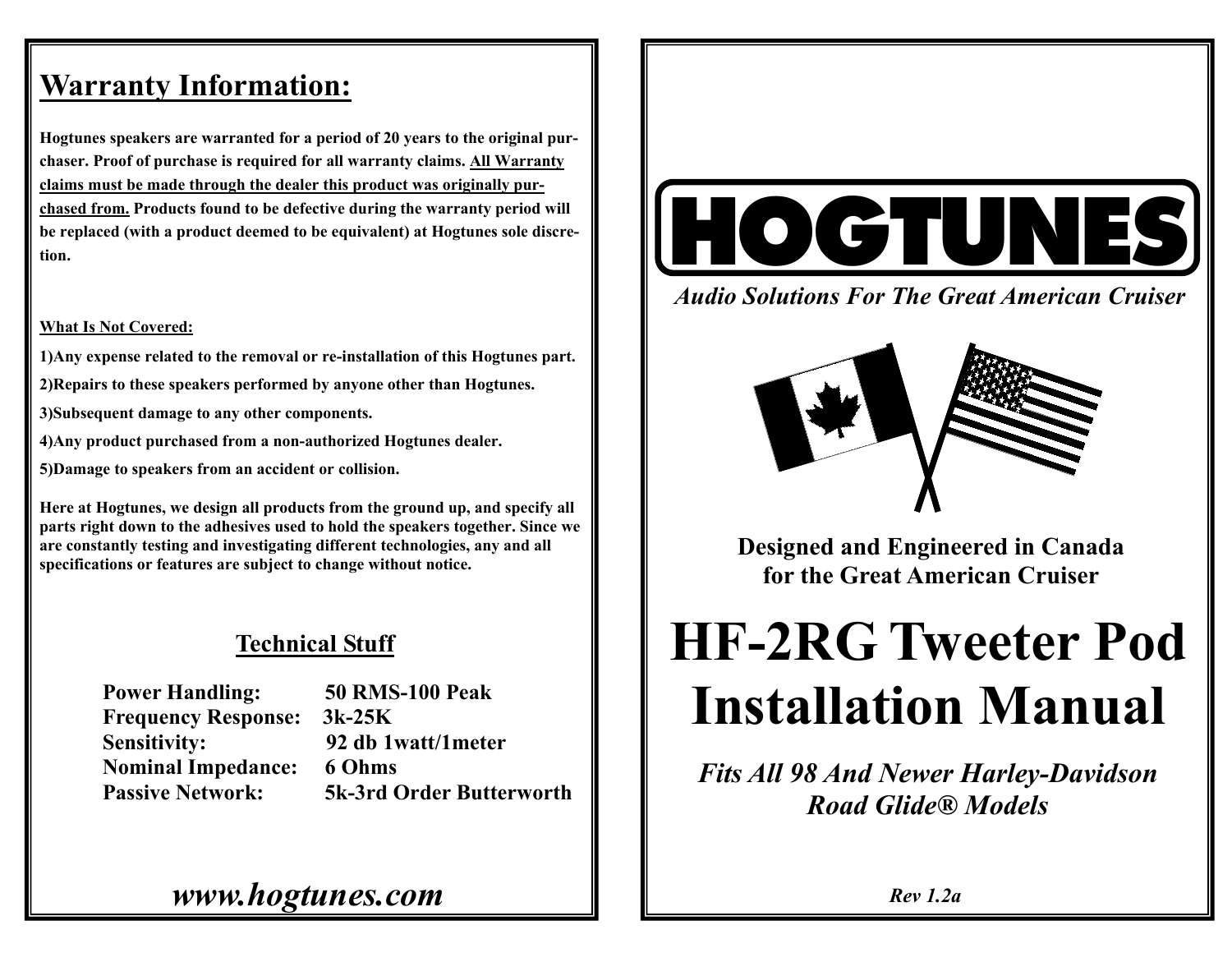## Warranty Information:

**Hogtunes speakers are warranted for a period of 20 years to the original purchaser. Proof of purchase is required for all warranty claims. All Warranty claims must be made through the dealer this product was originally purchased from. Products found to be defective during the warranty period will be replaced (with a product deemed to be equivalent) at Hogtunes sole discretion.**

**What Is Not Covered:**

**1)Any expense related to the removal or re-installation of this Hogtunes part.**

**2)Repairs to these speakers performed by anyone other than Hogtunes.**

**3)Subsequent damage to any other components.**

**4)Any product purchased from a non-authorized Hogtunes dealer.**

**5)Damage to speakers from an accident or collision.**

**Here at Hogtunes, we design all products from the ground up, and specify all parts right down to the adhesives used to hold the speakers together. Since we are constantly testing and investigating different technologies, any and all specifications or features are subject to change without notice.**

### Technical Stuff

| | |
|---|---|
| **Power Handling:** | **50 RMS-100 Peak** |
| **Frequency Response:** | **3k-25K** |
| **Sensitivity:** | **92 db 1watt/1meter** |
| **Nominal Impedance:** | **6 Ohms** |
| **Passive Network:** | **5k-3rd Order Butterworth** |

***www.hogtunes.com***

# HOGTUNES

***Audio Solutions For The Great American Cruiser***

**Designed and Engineered in Canada for the Great American Cruiser**

# HF-2RG Tweeter Pod Installation Manual

***Fits All 98 And Newer Harley-Davidson Road Glide® Models***

***Rev 1.2a***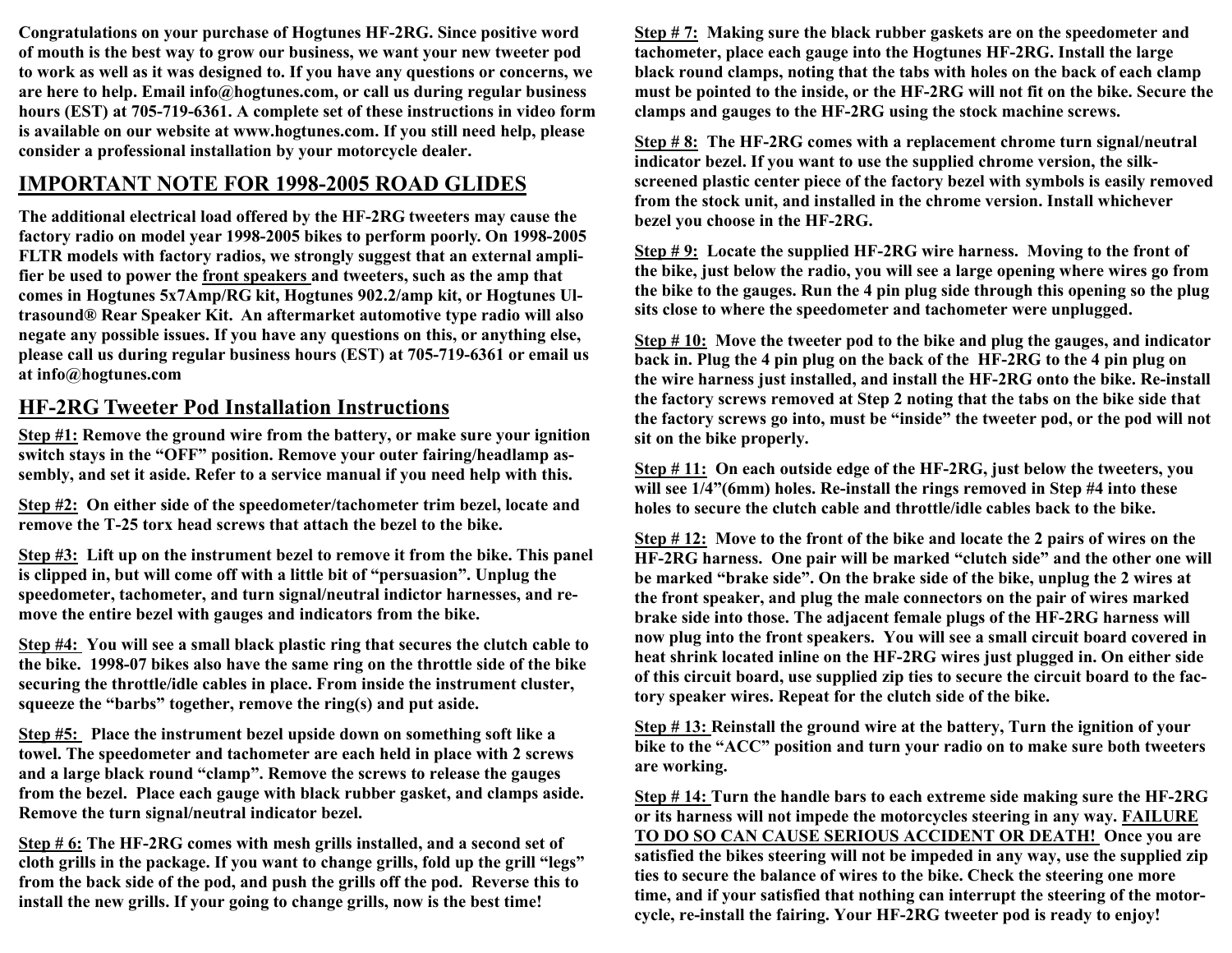**Congratulations on your purchase of Hogtunes HF-2RG. Since positive word of mouth is the best way to grow our business, we want your new tweeter pod to work as well as it was designed to. If you have any questions or concerns, we are here to help. Email info@hogtunes.com, or call us during regular business hours (EST) at 705-719-6361. A complete set of these instructions in video form is available on our website at www.hogtunes.com. If you still need help, please consider a professional installation by your motorcycle dealer.**

## IMPORTANT NOTE FOR 1998-2005 ROAD GLIDES

**The additional electrical load offered by the HF-2RG tweeters may cause the factory radio on model year 1998-2005 bikes to perform poorly. On 1998-2005 FLTR models with factory radios, we strongly suggest that an external amplifier be used to power the front speakers and tweeters, such as the amp that comes in Hogtunes 5x7Amp/RG kit, Hogtunes 902.2/amp kit, or Hogtunes Ultrasound® Rear Speaker Kit. An aftermarket automotive type radio will also negate any possible issues. If you have any questions on this, or anything else, please call us during regular business hours (EST) at 705-719-6361 or email us at info@hogtunes.com**

## HF-2RG Tweeter Pod Installation Instructions

**Step #1:** **Remove the ground wire from the battery, or make sure your ignition switch stays in the "OFF" position. Remove your outer fairing/headlamp assembly, and set it aside. Refer to a service manual if you need help with this.**

**Step #2:** **On either side of the speedometer/tachometer trim bezel, locate and remove the T-25 torx head screws that attach the bezel to the bike.**

**Step #3:** **Lift up on the instrument bezel to remove it from the bike. This panel is clipped in, but will come off with a little bit of "persuasion". Unplug the speedometer, tachometer, and turn signal/neutral indictor harnesses, and remove the entire bezel with gauges and indicators from the bike.**

**Step #4:** **You will see a small black plastic ring that secures the clutch cable to the bike. 1998-07 bikes also have the same ring on the throttle side of the bike securing the throttle/idle cables in place. From inside the instrument cluster, squeeze the "barbs" together, remove the ring(s) and put aside.**

**Step #5:** **Place the instrument bezel upside down on something soft like a towel. The speedometer and tachometer are each held in place with 2 screws and a large black round "clamp". Remove the screws to release the gauges from the bezel. Place each gauge with black rubber gasket, and clamps aside. Remove the turn signal/neutral indicator bezel.**

**Step # 6:** **The HF-2RG comes with mesh grills installed, and a second set of cloth grills in the package. If you want to change grills, fold up the grill "legs" from the back side of the pod, and push the grills off the pod. Reverse this to install the new grills. If your going to change grills, now is the best time!**

**Step # 7:** **Making sure the black rubber gaskets are on the speedometer and tachometer, place each gauge into the Hogtunes HF-2RG. Install the large black round clamps, noting that the tabs with holes on the back of each clamp must be pointed to the inside, or the HF-2RG will not fit on the bike. Secure the clamps and gauges to the HF-2RG using the stock machine screws.**

**Step # 8:** **The HF-2RG comes with a replacement chrome turn signal/neutral indicator bezel. If you want to use the supplied chrome version, the silk-screened plastic center piece of the factory bezel with symbols is easily removed from the stock unit, and installed in the chrome version. Install whichever bezel you choose in the HF-2RG.**

**Step # 9:** **Locate the supplied HF-2RG wire harness. Moving to the front of the bike, just below the radio, you will see a large opening where wires go from the bike to the gauges. Run the 4 pin plug side through this opening so the plug sits close to where the speedometer and tachometer were unplugged.**

**Step # 10:** **Move the tweeter pod to the bike and plug the gauges, and indicator back in. Plug the 4 pin plug on the back of the HF-2RG to the 4 pin plug on the wire harness just installed, and install the HF-2RG onto the bike. Re-install the factory screws removed at Step 2 noting that the tabs on the bike side that the factory screws go into, must be "inside" the tweeter pod, or the pod will not sit on the bike properly.**

**Step # 11:** **On each outside edge of the HF-2RG, just below the tweeters, you will see 1/4"(6mm) holes. Re-install the rings removed in Step #4 into these holes to secure the clutch cable and throttle/idle cables back to the bike.**

**Step # 12:** **Move to the front of the bike and locate the 2 pairs of wires on the HF-2RG harness. One pair will be marked "clutch side" and the other one will be marked "brake side". On the brake side of the bike, unplug the 2 wires at the front speaker, and plug the male connectors on the pair of wires marked brake side into those. The adjacent female plugs of the HF-2RG harness will now plug into the front speakers. You will see a small circuit board covered in heat shrink located inline on the HF-2RG wires just plugged in. On either side of this circuit board, use supplied zip ties to secure the circuit board to the factory speaker wires. Repeat for the clutch side of the bike.**

**Step # 13:** **Reinstall the ground wire at the battery, Turn the ignition of your bike to the "ACC" position and turn your radio on to make sure both tweeters are working.**

**Step # 14:** **Turn the handle bars to each extreme side making sure the HF-2RG or its harness will not impede the motorcycles steering in any way. FAILURE TO DO SO CAN CAUSE SERIOUS ACCIDENT OR DEATH! Once you are satisfied the bikes steering will not be impeded in any way, use the supplied zip ties to secure the balance of wires to the bike. Check the steering one more time, and if your satisfied that nothing can interrupt the steering of the motorcycle, re-install the fairing. Your HF-2RG tweeter pod is ready to enjoy!**